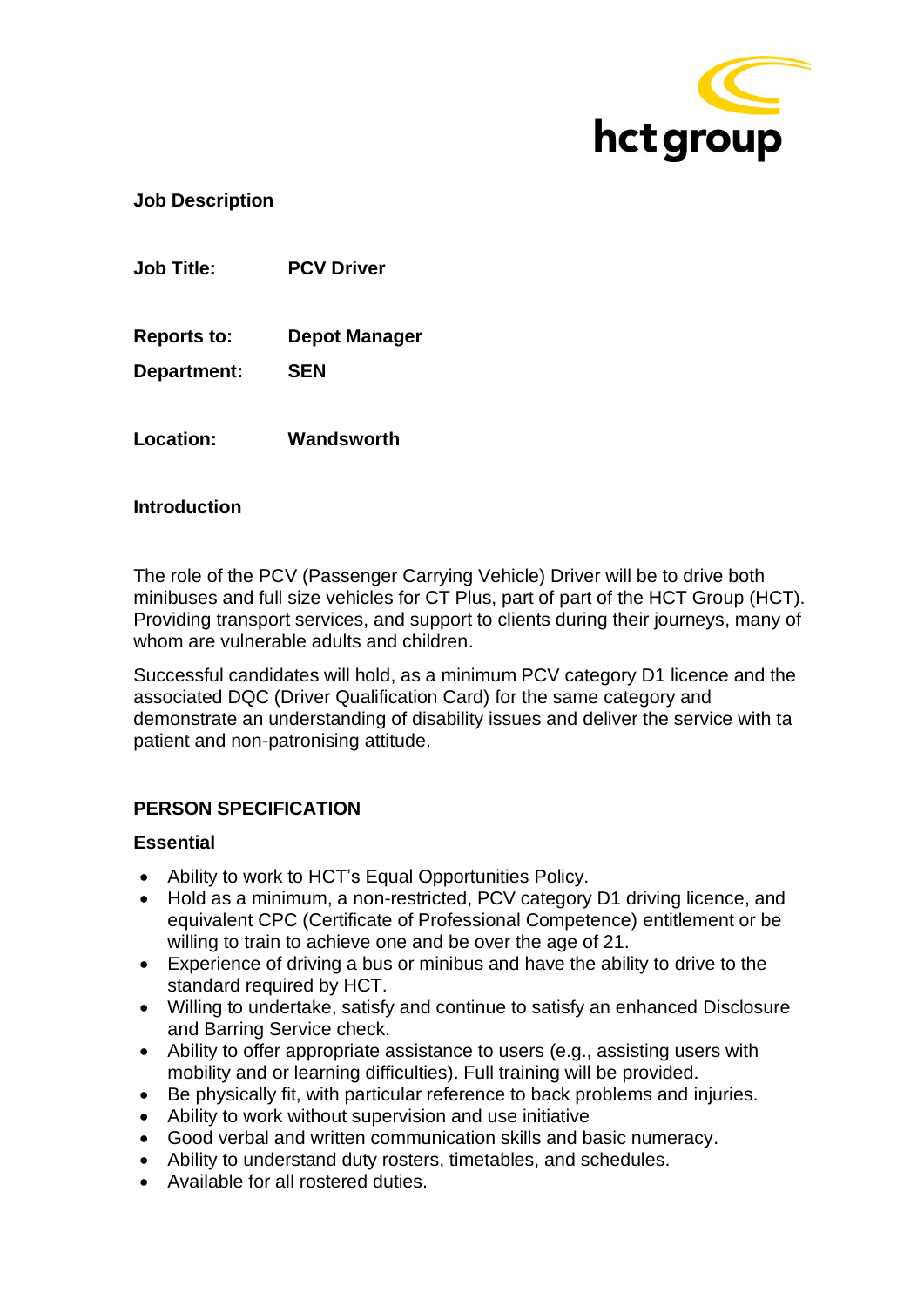**Job Description**

**Job Title:** **PCV Driver**

**Reports to:** **Depot Manager**

**Department:** **SEN**

**Location:** **Wandsworth**

**Introduction**

The role of the PCV (Passenger Carrying Vehicle) Driver will be to drive both minibuses and full size vehicles for CT Plus, part of part of the HCT Group (HCT). Providing transport services, and support to clients during their journeys, many of whom are vulnerable adults and children.

Successful candidates will hold, as a minimum PCV category D1 licence and the associated DQC (Driver Qualification Card) for the same category and demonstrate an understanding of disability issues and deliver the service with ta patient and non-patronising attitude.

## PERSON SPECIFICATION

### Essential

- Ability to work to HCT's Equal Opportunities Policy.
- Hold as a minimum, a non-restricted, PCV category D1 driving licence, and equivalent CPC (Certificate of Professional Competence) entitlement or be willing to train to achieve one and be over the age of 21.
- Experience of driving a bus or minibus and have the ability to drive to the standard required by HCT.
- Willing to undertake, satisfy and continue to satisfy an enhanced Disclosure and Barring Service check.
- Ability to offer appropriate assistance to users (e.g., assisting users with mobility and or learning difficulties). Full training will be provided.
- Be physically fit, with particular reference to back problems and injuries.
- Ability to work without supervision and use initiative
- Good verbal and written communication skills and basic numeracy.
- Ability to understand duty rosters, timetables, and schedules.
- Available for all rostered duties.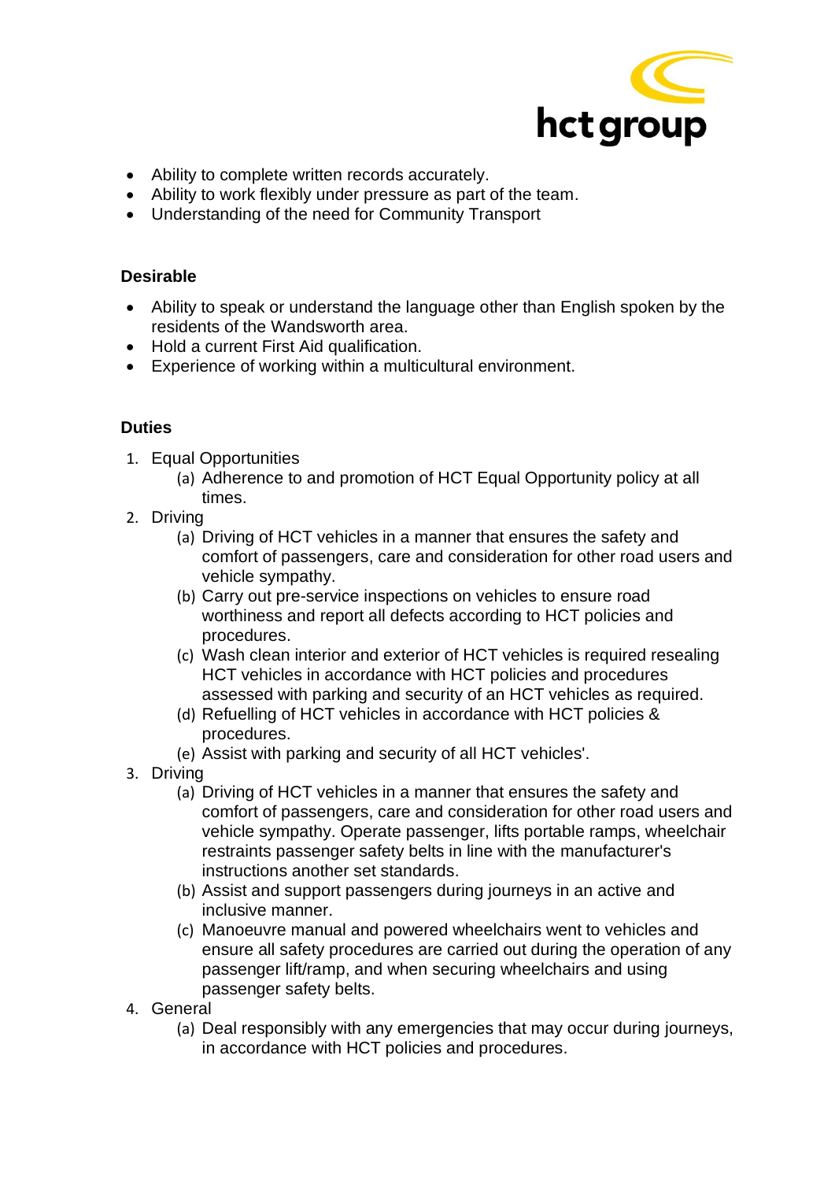- Ability to complete written records accurately.
- Ability to work flexibly under pressure as part of the team.
- Understanding of the need for Community Transport

**Desirable**

- Ability to speak or understand the language other than English spoken by the residents of the Wandsworth area.
- Hold a current First Aid qualification.
- Experience of working within a multicultural environment.

**Duties**

1. Equal Opportunities
   (a) Adherence to and promotion of HCT Equal Opportunity policy at all times.
2. Driving
   (a) Driving of HCT vehicles in a manner that ensures the safety and comfort of passengers, care and consideration for other road users and vehicle sympathy.
   (b) Carry out pre-service inspections on vehicles to ensure road worthiness and report all defects according to HCT policies and procedures.
   (c) Wash clean interior and exterior of HCT vehicles is required resealing HCT vehicles in accordance with HCT policies and procedures assessed with parking and security of an HCT vehicles as required.
   (d) Refuelling of HCT vehicles in accordance with HCT policies & procedures.
   (e) Assist with parking and security of all HCT vehicles'.
3. Driving
   (a) Driving of HCT vehicles in a manner that ensures the safety and comfort of passengers, care and consideration for other road users and vehicle sympathy. Operate passenger, lifts portable ramps, wheelchair restraints passenger safety belts in line with the manufacturer's instructions another set standards.
   (b) Assist and support passengers during journeys in an active and inclusive manner.
   (c) Manoeuvre manual and powered wheelchairs went to vehicles and ensure all safety procedures are carried out during the operation of any passenger lift/ramp, and when securing wheelchairs and using passenger safety belts.
4. General
   (a) Deal responsibly with any emergencies that may occur during journeys, in accordance with HCT policies and procedures.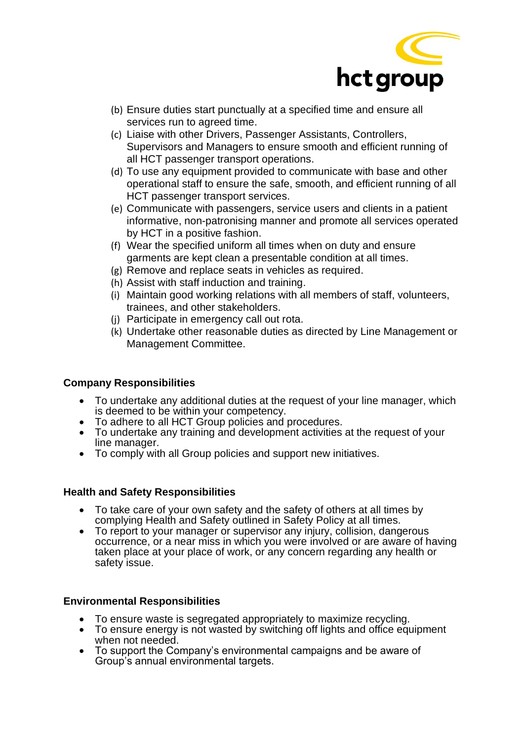(b) Ensure duties start punctually at a specified time and ensure all services run to agreed time.
(c) Liaise with other Drivers, Passenger Assistants, Controllers, Supervisors and Managers to ensure smooth and efficient running of all HCT passenger transport operations.
(d) To use any equipment provided to communicate with base and other operational staff to ensure the safe, smooth, and efficient running of all HCT passenger transport services.
(e) Communicate with passengers, service users and clients in a patient informative, non-patronising manner and promote all services operated by HCT in a positive fashion.
(f) Wear the specified uniform all times when on duty and ensure garments are kept clean a presentable condition at all times.
(g) Remove and replace seats in vehicles as required.
(h) Assist with staff induction and training.
(i) Maintain good working relations with all members of staff, volunteers, trainees, and other stakeholders.
(j) Participate in emergency call out rota.
(k) Undertake other reasonable duties as directed by Line Management or Management Committee.

**Company Responsibilities**

- To undertake any additional duties at the request of your line manager, which is deemed to be within your competency.
- To adhere to all HCT Group policies and procedures.
- To undertake any training and development activities at the request of your line manager.
- To comply with all Group policies and support new initiatives.

**Health and Safety Responsibilities**

- To take care of your own safety and the safety of others at all times by complying Health and Safety outlined in Safety Policy at all times.
- To report to your manager or supervisor any injury, collision, dangerous occurrence, or a near miss in which you were involved or are aware of having taken place at your place of work, or any concern regarding any health or safety issue.

**Environmental Responsibilities**

- To ensure waste is segregated appropriately to maximize recycling.
- To ensure energy is not wasted by switching off lights and office equipment when not needed.
- To support the Company's environmental campaigns and be aware of Group's annual environmental targets.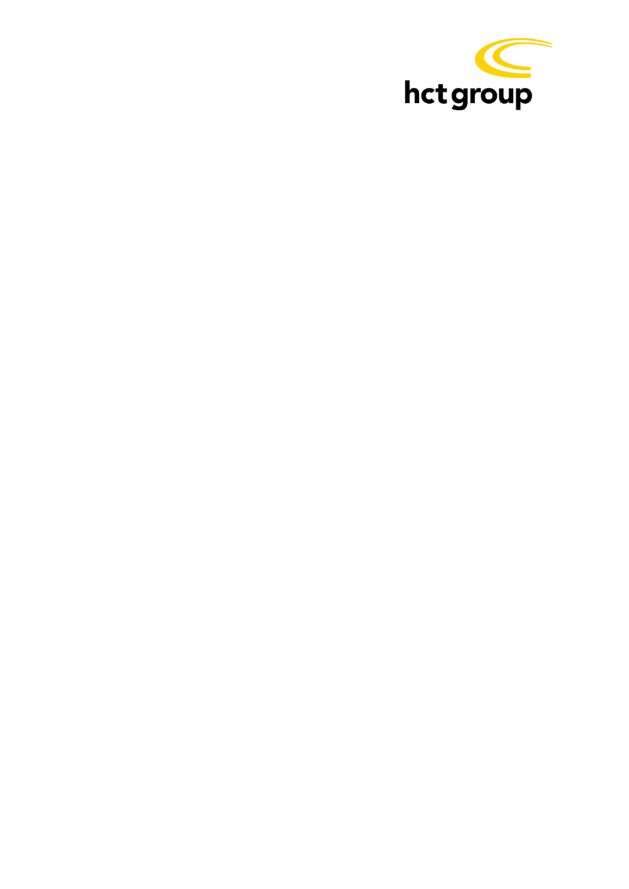hct group